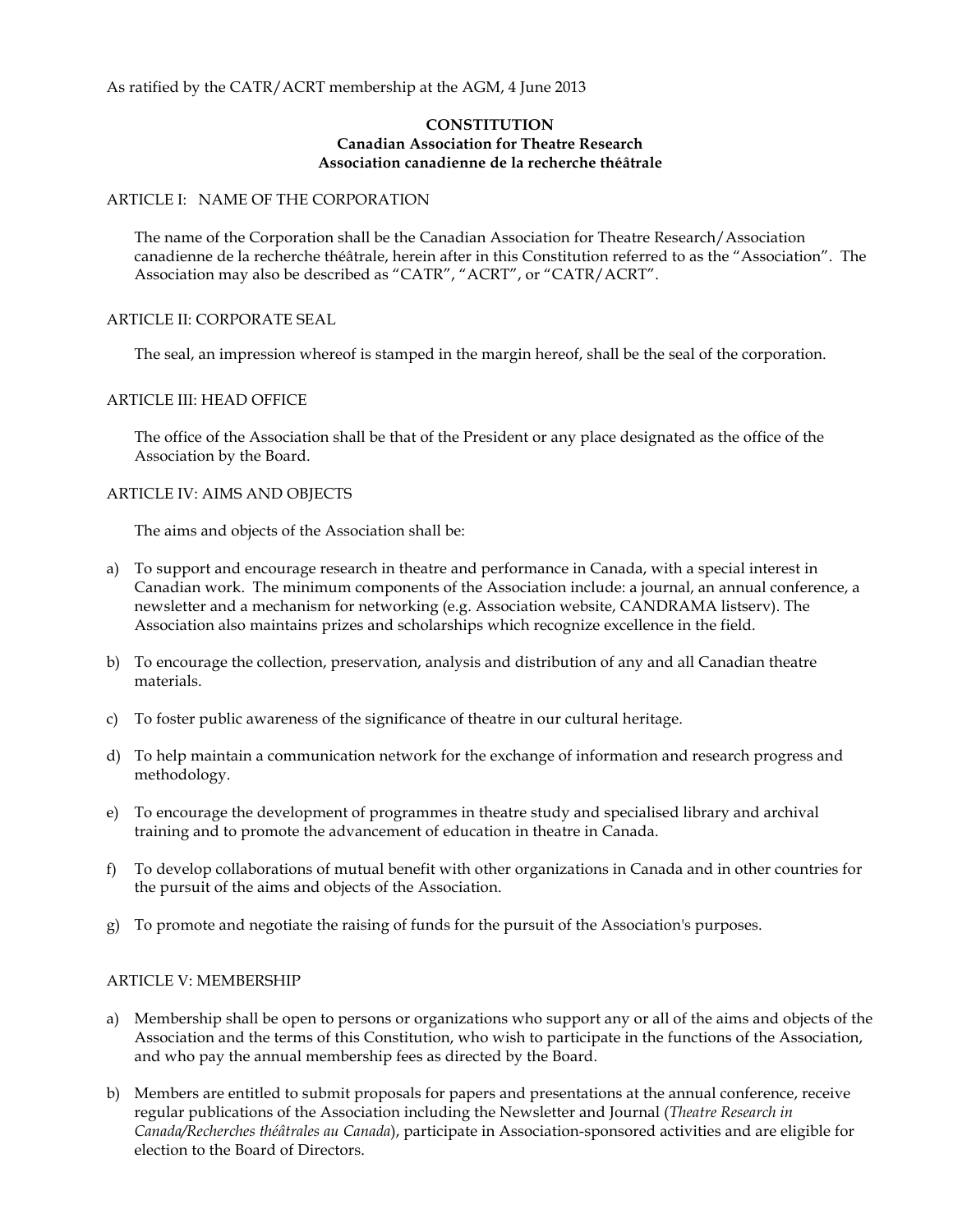As ratified by the CATR/ACRT membership at the AGM, 4 June 2013

# CONSTITUTION
## Canadian Association for Theatre Research
## Association canadienne de la recherche théâtrale

### ARTICLE I: NAME OF THE CORPORATION

The name of the Corporation shall be the Canadian Association for Theatre Research/Association canadienne de la recherche théâtrale, herein after in this Constitution referred to as the "Association". The Association may also be described as "CATR", "ACRT", or "CATR/ACRT".

### ARTICLE II: CORPORATE SEAL

The seal, an impression whereof is stamped in the margin hereof, shall be the seal of the corporation.

### ARTICLE III: HEAD OFFICE

The office of the Association shall be that of the President or any place designated as the office of the Association by the Board.

### ARTICLE IV: AIMS AND OBJECTS

The aims and objects of the Association shall be:

a) To support and encourage research in theatre and performance in Canada, with a special interest in Canadian work. The minimum components of the Association include: a journal, an annual conference, a newsletter and a mechanism for networking (e.g. Association website, CANDRAMA listserv). The Association also maintains prizes and scholarships which recognize excellence in the field.

b) To encourage the collection, preservation, analysis and distribution of any and all Canadian theatre materials.

c) To foster public awareness of the significance of theatre in our cultural heritage.

d) To help maintain a communication network for the exchange of information and research progress and methodology.

e) To encourage the development of programmes in theatre study and specialised library and archival training and to promote the advancement of education in theatre in Canada.

f) To develop collaborations of mutual benefit with other organizations in Canada and in other countries for the pursuit of the aims and objects of the Association.

g) To promote and negotiate the raising of funds for the pursuit of the Association's purposes.

### ARTICLE V: MEMBERSHIP

a) Membership shall be open to persons or organizations who support any or all of the aims and objects of the Association and the terms of this Constitution, who wish to participate in the functions of the Association, and who pay the annual membership fees as directed by the Board.

b) Members are entitled to submit proposals for papers and presentations at the annual conference, receive regular publications of the Association including the Newsletter and Journal (*Theatre Research in Canada/Recherches théâtrales au Canada*), participate in Association-sponsored activities and are eligible for election to the Board of Directors.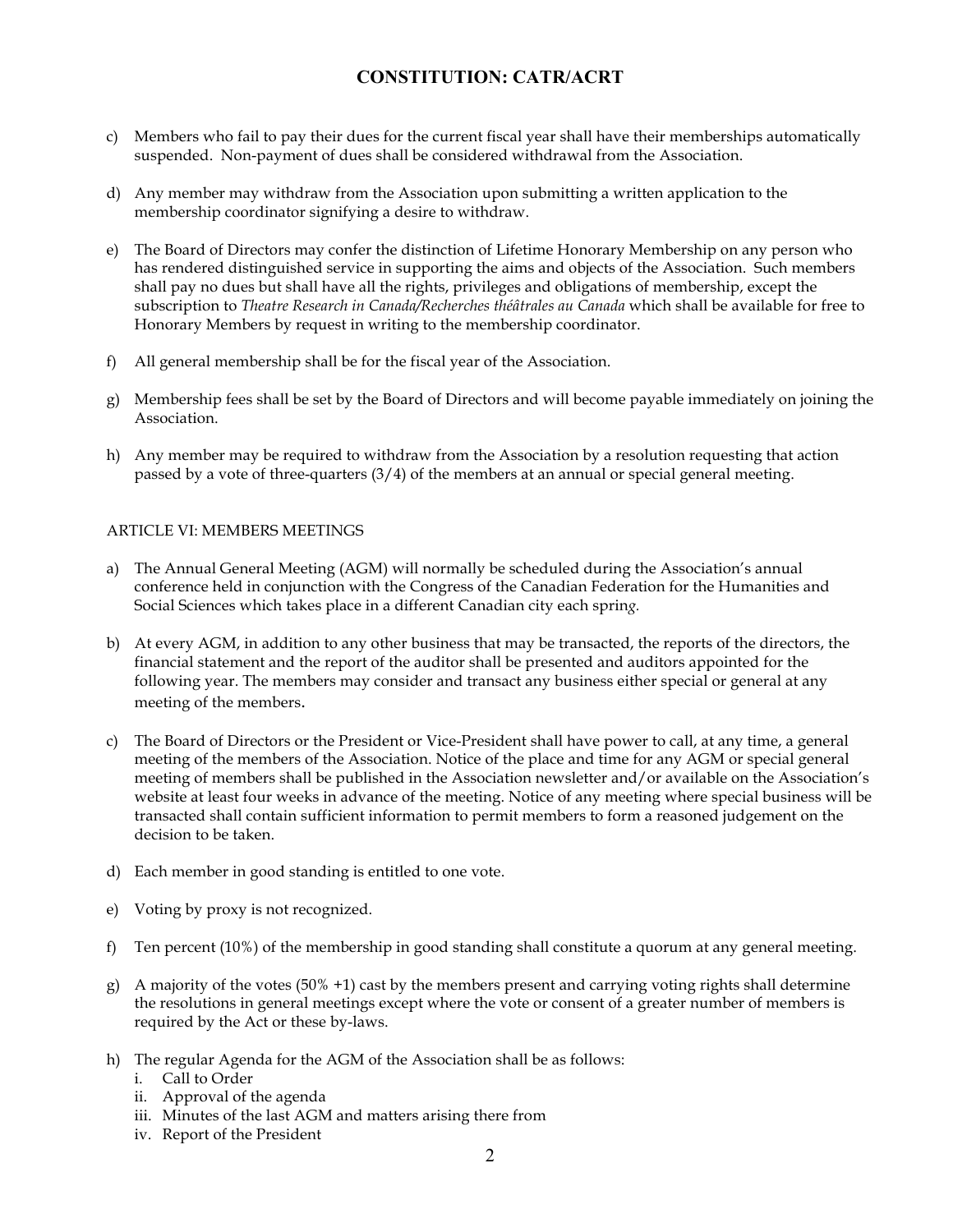c) Members who fail to pay their dues for the current fiscal year shall have their memberships automatically suspended. Non-payment of dues shall be considered withdrawal from the Association.

d) Any member may withdraw from the Association upon submitting a written application to the membership coordinator signifying a desire to withdraw.

e) The Board of Directors may confer the distinction of Lifetime Honorary Membership on any person who has rendered distinguished service in supporting the aims and objects of the Association. Such members shall pay no dues but shall have all the rights, privileges and obligations of membership, except the subscription to *Theatre Research in Canada/Recherches théâtrales au Canada* which shall be available for free to Honorary Members by request in writing to the membership coordinator.

f) All general membership shall be for the fiscal year of the Association.

g) Membership fees shall be set by the Board of Directors and will become payable immediately on joining the Association.

h) Any member may be required to withdraw from the Association by a resolution requesting that action passed by a vote of three-quarters (3/4) of the members at an annual or special general meeting.

ARTICLE VI: MEMBERS MEETINGS

a) The Annual General Meeting (AGM) will normally be scheduled during the Association's annual conference held in conjunction with the Congress of the Canadian Federation for the Humanities and Social Sciences which takes place in a different Canadian city each spring.

b) At every AGM, in addition to any other business that may be transacted, the reports of the directors, the financial statement and the report of the auditor shall be presented and auditors appointed for the following year. The members may consider and transact any business either special or general at any meeting of the members.

c) The Board of Directors or the President or Vice-President shall have power to call, at any time, a general meeting of the members of the Association. Notice of the place and time for any AGM or special general meeting of members shall be published in the Association newsletter and/or available on the Association's website at least four weeks in advance of the meeting. Notice of any meeting where special business will be transacted shall contain sufficient information to permit members to form a reasoned judgement on the decision to be taken.

d) Each member in good standing is entitled to one vote.

e) Voting by proxy is not recognized.

f) Ten percent (10%) of the membership in good standing shall constitute a quorum at any general meeting.

g) A majority of the votes (50% +1) cast by the members present and carrying voting rights shall determine the resolutions in general meetings except where the vote or consent of a greater number of members is required by the Act or these by-laws.

h) The regular Agenda for the AGM of the Association shall be as follows:
   i. Call to Order
   ii. Approval of the agenda
   iii. Minutes of the last AGM and matters arising there from
   iv. Report of the President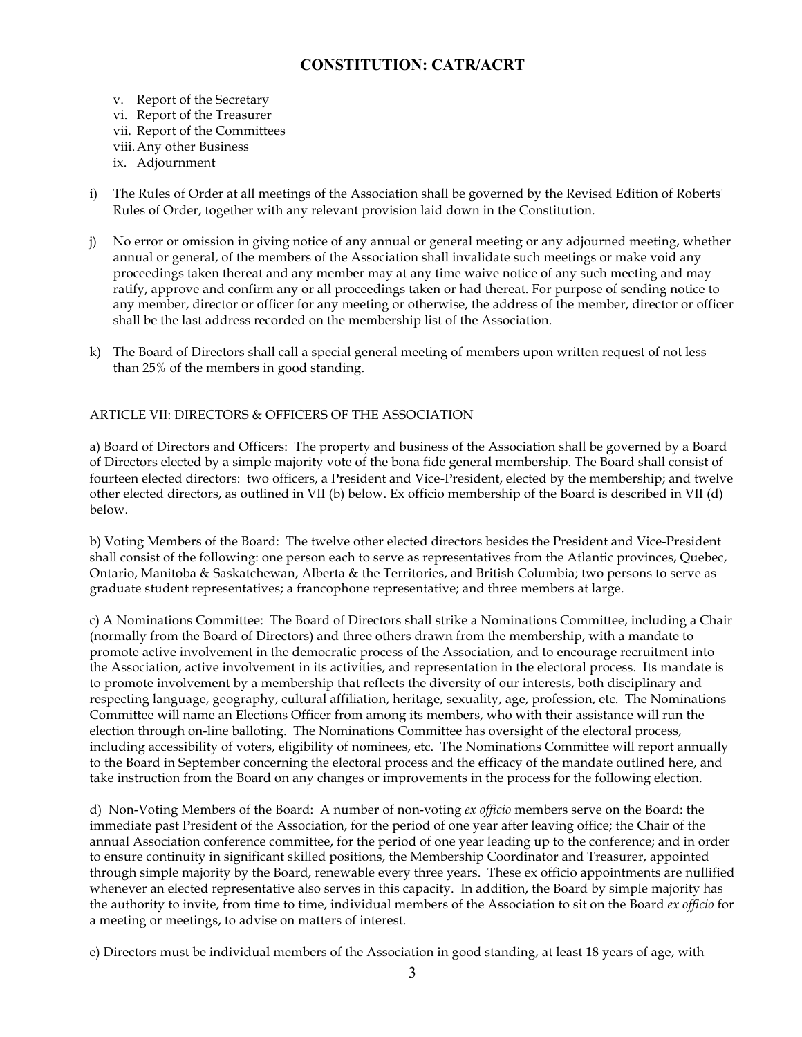v. Report of the Secretary
vi. Report of the Treasurer
vii. Report of the Committees
viii. Any other Business
ix. Adjournment

i) The Rules of Order at all meetings of the Association shall be governed by the Revised Edition of Roberts' Rules of Order, together with any relevant provision laid down in the Constitution.

j) No error or omission in giving notice of any annual or general meeting or any adjourned meeting, whether annual or general, of the members of the Association shall invalidate such meetings or make void any proceedings taken thereat and any member may at any time waive notice of any such meeting and may ratify, approve and confirm any or all proceedings taken or had thereat. For purpose of sending notice to any member, director or officer for any meeting or otherwise, the address of the member, director or officer shall be the last address recorded on the membership list of the Association.

k) The Board of Directors shall call a special general meeting of members upon written request of not less than 25% of the members in good standing.

## ARTICLE VII: DIRECTORS & OFFICERS OF THE ASSOCIATION

a) Board of Directors and Officers: The property and business of the Association shall be governed by a Board of Directors elected by a simple majority vote of the bona fide general membership. The Board shall consist of fourteen elected directors: two officers, a President and Vice-President, elected by the membership; and twelve other elected directors, as outlined in VII (b) below. Ex officio membership of the Board is described in VII (d) below.

b) Voting Members of the Board: The twelve other elected directors besides the President and Vice-President shall consist of the following: one person each to serve as representatives from the Atlantic provinces, Quebec, Ontario, Manitoba & Saskatchewan, Alberta & the Territories, and British Columbia; two persons to serve as graduate student representatives; a francophone representative; and three members at large.

c) A Nominations Committee: The Board of Directors shall strike a Nominations Committee, including a Chair (normally from the Board of Directors) and three others drawn from the membership, with a mandate to promote active involvement in the democratic process of the Association, and to encourage recruitment into the Association, active involvement in its activities, and representation in the electoral process. Its mandate is to promote involvement by a membership that reflects the diversity of our interests, both disciplinary and respecting language, geography, cultural affiliation, heritage, sexuality, age, profession, etc. The Nominations Committee will name an Elections Officer from among its members, who with their assistance will run the election through on-line balloting. The Nominations Committee has oversight of the electoral process, including accessibility of voters, eligibility of nominees, etc. The Nominations Committee will report annually to the Board in September concerning the electoral process and the efficacy of the mandate outlined here, and take instruction from the Board on any changes or improvements in the process for the following election.

d) Non-Voting Members of the Board: A number of non-voting *ex officio* members serve on the Board: the immediate past President of the Association, for the period of one year after leaving office; the Chair of the annual Association conference committee, for the period of one year leading up to the conference; and in order to ensure continuity in significant skilled positions, the Membership Coordinator and Treasurer, appointed through simple majority by the Board, renewable every three years. These ex officio appointments are nullified whenever an elected representative also serves in this capacity. In addition, the Board by simple majority has the authority to invite, from time to time, individual members of the Association to sit on the Board *ex officio* for a meeting or meetings, to advise on matters of interest.

e) Directors must be individual members of the Association in good standing, at least 18 years of age, with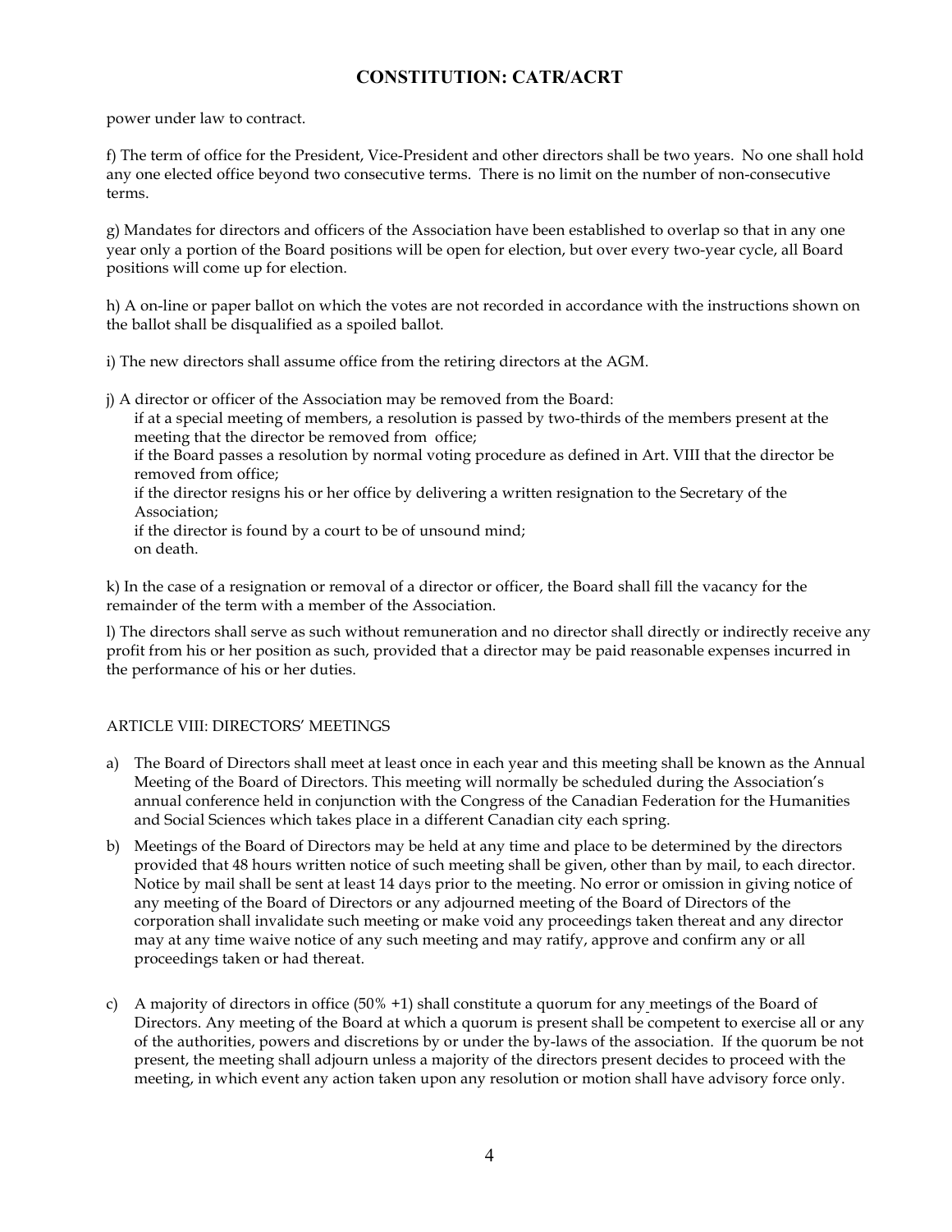power under law to contract.

f) The term of office for the President, Vice-President and other directors shall be two years. No one shall hold any one elected office beyond two consecutive terms. There is no limit on the number of non-consecutive terms.

g) Mandates for directors and officers of the Association have been established to overlap so that in any one year only a portion of the Board positions will be open for election, but over every two-year cycle, all Board positions will come up for election.

h) A on-line or paper ballot on which the votes are not recorded in accordance with the instructions shown on the ballot shall be disqualified as a spoiled ballot.

i) The new directors shall assume office from the retiring directors at the AGM.

j) A director or officer of the Association may be removed from the Board:

if at a special meeting of members, a resolution is passed by two-thirds of the members present at the meeting that the director be removed from office;
if the Board passes a resolution by normal voting procedure as defined in Art. VIII that the director be removed from office;
if the director resigns his or her office by delivering a written resignation to the Secretary of the Association;
if the director is found by a court to be of unsound mind;
on death.

k) In the case of a resignation or removal of a director or officer, the Board shall fill the vacancy for the remainder of the term with a member of the Association.

l) The directors shall serve as such without remuneration and no director shall directly or indirectly receive any profit from his or her position as such, provided that a director may be paid reasonable expenses incurred in the performance of his or her duties.

## ARTICLE VIII: DIRECTORS' MEETINGS

a) The Board of Directors shall meet at least once in each year and this meeting shall be known as the Annual Meeting of the Board of Directors. This meeting will normally be scheduled during the Association's annual conference held in conjunction with the Congress of the Canadian Federation for the Humanities and Social Sciences which takes place in a different Canadian city each spring.

b) Meetings of the Board of Directors may be held at any time and place to be determined by the directors provided that 48 hours written notice of such meeting shall be given, other than by mail, to each director. Notice by mail shall be sent at least 14 days prior to the meeting. No error or omission in giving notice of any meeting of the Board of Directors or any adjourned meeting of the Board of Directors of the corporation shall invalidate such meeting or make void any proceedings taken thereat and any director may at any time waive notice of any such meeting and may ratify, approve and confirm any or all proceedings taken or had thereat.

c) A majority of directors in office (50% +1) shall constitute a quorum for any meetings of the Board of Directors. Any meeting of the Board at which a quorum is present shall be competent to exercise all or any of the authorities, powers and discretions by or under the by-laws of the association. If the quorum be not present, the meeting shall adjourn unless a majority of the directors present decides to proceed with the meeting, in which event any action taken upon any resolution or motion shall have advisory force only.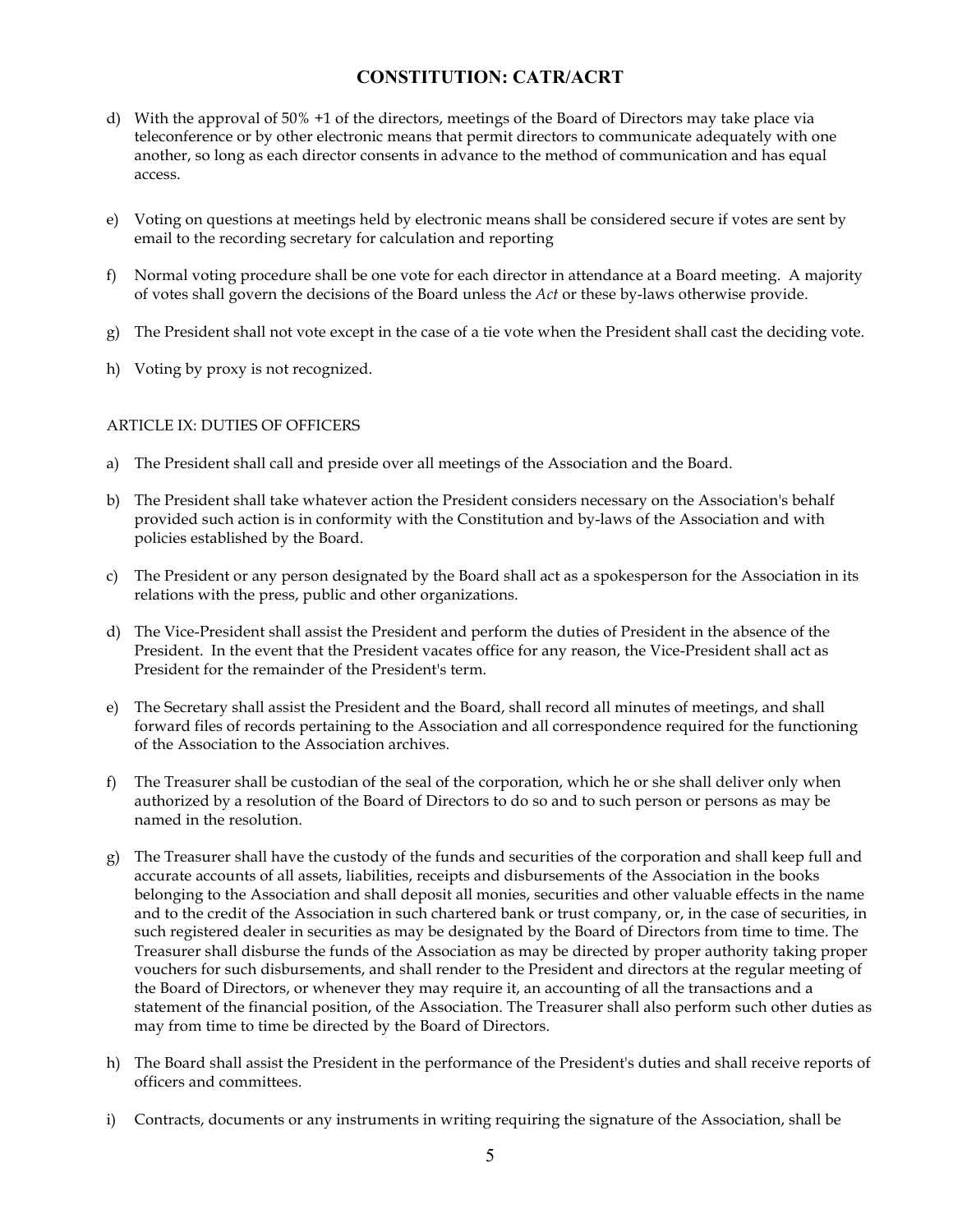d) With the approval of 50% +1 of the directors, meetings of the Board of Directors may take place via teleconference or by other electronic means that permit directors to communicate adequately with one another, so long as each director consents in advance to the method of communication and has equal access.

e) Voting on questions at meetings held by electronic means shall be considered secure if votes are sent by email to the recording secretary for calculation and reporting

f) Normal voting procedure shall be one vote for each director in attendance at a Board meeting. A majority of votes shall govern the decisions of the Board unless the *Act* or these by-laws otherwise provide.

g) The President shall not vote except in the case of a tie vote when the President shall cast the deciding vote.

h) Voting by proxy is not recognized.

ARTICLE IX: DUTIES OF OFFICERS

a) The President shall call and preside over all meetings of the Association and the Board.

b) The President shall take whatever action the President considers necessary on the Association's behalf provided such action is in conformity with the Constitution and by-laws of the Association and with policies established by the Board.

c) The President or any person designated by the Board shall act as a spokesperson for the Association in its relations with the press, public and other organizations.

d) The Vice-President shall assist the President and perform the duties of President in the absence of the President. In the event that the President vacates office for any reason, the Vice-President shall act as President for the remainder of the President's term.

e) The Secretary shall assist the President and the Board, shall record all minutes of meetings, and shall forward files of records pertaining to the Association and all correspondence required for the functioning of the Association to the Association archives.

f) The Treasurer shall be custodian of the seal of the corporation, which he or she shall deliver only when authorized by a resolution of the Board of Directors to do so and to such person or persons as may be named in the resolution.

g) The Treasurer shall have the custody of the funds and securities of the corporation and shall keep full and accurate accounts of all assets, liabilities, receipts and disbursements of the Association in the books belonging to the Association and shall deposit all monies, securities and other valuable effects in the name and to the credit of the Association in such chartered bank or trust company, or, in the case of securities, in such registered dealer in securities as may be designated by the Board of Directors from time to time. The Treasurer shall disburse the funds of the Association as may be directed by proper authority taking proper vouchers for such disbursements, and shall render to the President and directors at the regular meeting of the Board of Directors, or whenever they may require it, an accounting of all the transactions and a statement of the financial position, of the Association. The Treasurer shall also perform such other duties as may from time to time be directed by the Board of Directors.

h) The Board shall assist the President in the performance of the President's duties and shall receive reports of officers and committees.

i) Contracts, documents or any instruments in writing requiring the signature of the Association, shall be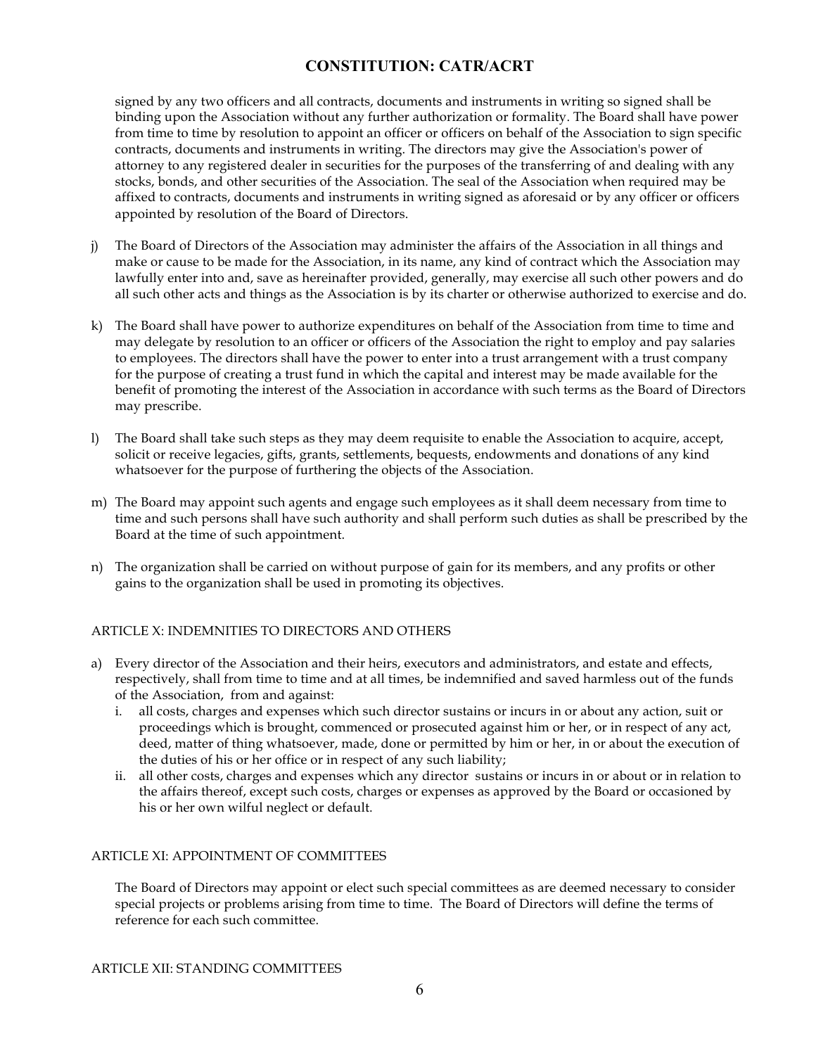signed by any two officers and all contracts, documents and instruments in writing so signed shall be binding upon the Association without any further authorization or formality. The Board shall have power from time to time by resolution to appoint an officer or officers on behalf of the Association to sign specific contracts, documents and instruments in writing. The directors may give the Association's power of attorney to any registered dealer in securities for the purposes of the transferring of and dealing with any stocks, bonds, and other securities of the Association. The seal of the Association when required may be affixed to contracts, documents and instruments in writing signed as aforesaid or by any officer or officers appointed by resolution of the Board of Directors.

j) The Board of Directors of the Association may administer the affairs of the Association in all things and make or cause to be made for the Association, in its name, any kind of contract which the Association may lawfully enter into and, save as hereinafter provided, generally, may exercise all such other powers and do all such other acts and things as the Association is by its charter or otherwise authorized to exercise and do.

k) The Board shall have power to authorize expenditures on behalf of the Association from time to time and may delegate by resolution to an officer or officers of the Association the right to employ and pay salaries to employees. The directors shall have the power to enter into a trust arrangement with a trust company for the purpose of creating a trust fund in which the capital and interest may be made available for the benefit of promoting the interest of the Association in accordance with such terms as the Board of Directors may prescribe.

l) The Board shall take such steps as they may deem requisite to enable the Association to acquire, accept, solicit or receive legacies, gifts, grants, settlements, bequests, endowments and donations of any kind whatsoever for the purpose of furthering the objects of the Association.

m) The Board may appoint such agents and engage such employees as it shall deem necessary from time to time and such persons shall have such authority and shall perform such duties as shall be prescribed by the Board at the time of such appointment.

n) The organization shall be carried on without purpose of gain for its members, and any profits or other gains to the organization shall be used in promoting its objectives.

## ARTICLE X: INDEMNITIES TO DIRECTORS AND OTHERS

a) Every director of the Association and their heirs, executors and administrators, and estate and effects, respectively, shall from time to time and at all times, be indemnified and saved harmless out of the funds of the Association, from and against:
   i. all costs, charges and expenses which such director sustains or incurs in or about any action, suit or proceedings which is brought, commenced or prosecuted against him or her, or in respect of any act, deed, matter of thing whatsoever, made, done or permitted by him or her, in or about the execution of the duties of his or her office or in respect of any such liability;
   ii. all other costs, charges and expenses which any director sustains or incurs in or about or in relation to the affairs thereof, except such costs, charges or expenses as approved by the Board or occasioned by his or her own wilful neglect or default.

## ARTICLE XI: APPOINTMENT OF COMMITTEES

The Board of Directors may appoint or elect such special committees as are deemed necessary to consider special projects or problems arising from time to time. The Board of Directors will define the terms of reference for each such committee.

## ARTICLE XII: STANDING COMMITTEES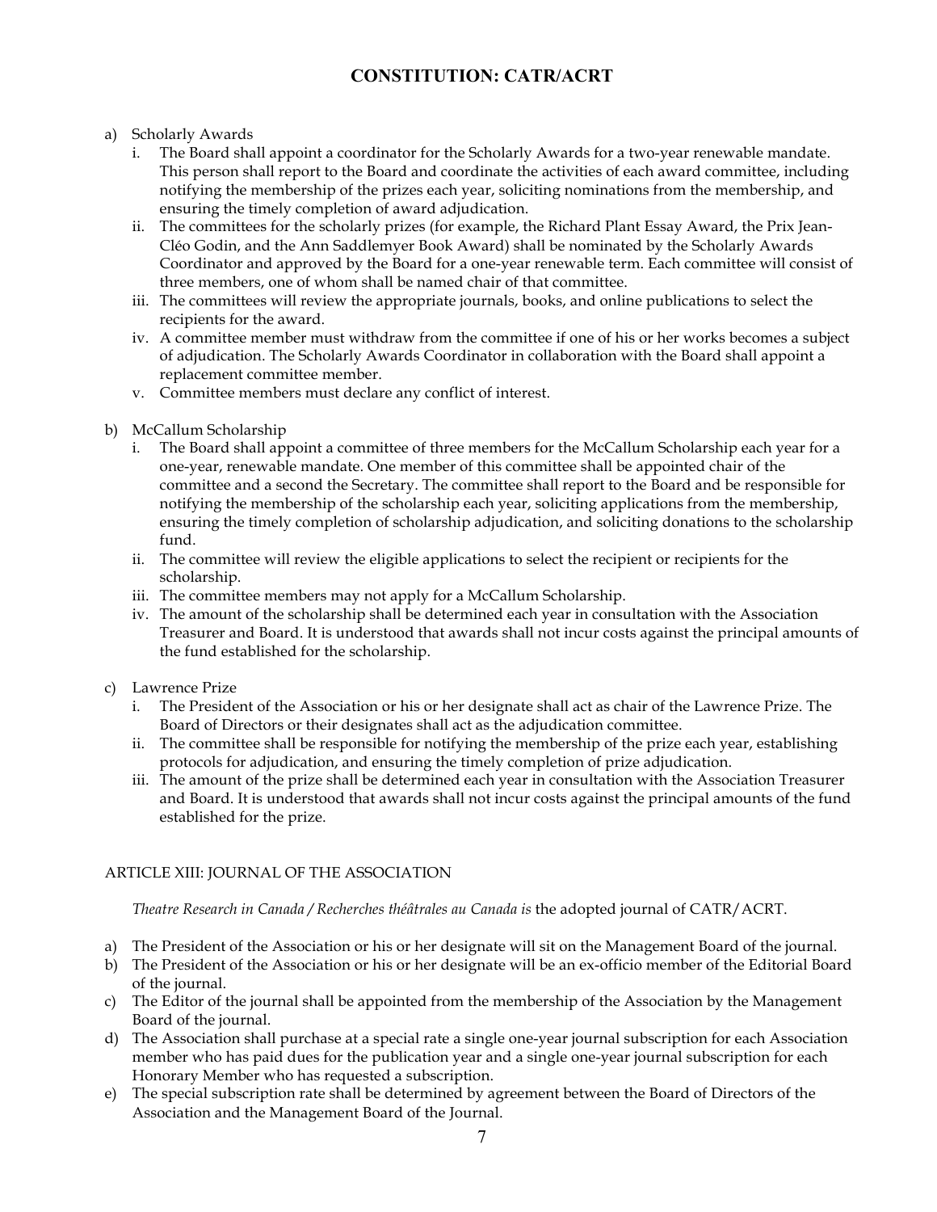# CONSTITUTION: CATR/ACRT

a) Scholarly Awards
   i. The Board shall appoint a coordinator for the Scholarly Awards for a two-year renewable mandate. This person shall report to the Board and coordinate the activities of each award committee, including notifying the membership of the prizes each year, soliciting nominations from the membership, and ensuring the timely completion of award adjudication.
   ii. The committees for the scholarly prizes (for example, the Richard Plant Essay Award, the Prix Jean-Cléo Godin, and the Ann Saddlemyer Book Award) shall be nominated by the Scholarly Awards Coordinator and approved by the Board for a one-year renewable term. Each committee will consist of three members, one of whom shall be named chair of that committee.
   iii. The committees will review the appropriate journals, books, and online publications to select the recipients for the award.
   iv. A committee member must withdraw from the committee if one of his or her works becomes a subject of adjudication. The Scholarly Awards Coordinator in collaboration with the Board shall appoint a replacement committee member.
   v. Committee members must declare any conflict of interest.

b) McCallum Scholarship
   i. The Board shall appoint a committee of three members for the McCallum Scholarship each year for a one-year, renewable mandate. One member of this committee shall be appointed chair of the committee and a second the Secretary. The committee shall report to the Board and be responsible for notifying the membership of the scholarship each year, soliciting applications from the membership, ensuring the timely completion of scholarship adjudication, and soliciting donations to the scholarship fund.
   ii. The committee will review the eligible applications to select the recipient or recipients for the scholarship.
   iii. The committee members may not apply for a McCallum Scholarship.
   iv. The amount of the scholarship shall be determined each year in consultation with the Association Treasurer and Board. It is understood that awards shall not incur costs against the principal amounts of the fund established for the scholarship.

c) Lawrence Prize
   i. The President of the Association or his or her designate shall act as chair of the Lawrence Prize. The Board of Directors or their designates shall act as the adjudication committee.
   ii. The committee shall be responsible for notifying the membership of the prize each year, establishing protocols for adjudication, and ensuring the timely completion of prize adjudication.
   iii. The amount of the prize shall be determined each year in consultation with the Association Treasurer and Board. It is understood that awards shall not incur costs against the principal amounts of the fund established for the prize.

## ARTICLE XIII: JOURNAL OF THE ASSOCIATION

*Theatre Research in Canada / Recherches théâtrales au Canada is* the adopted journal of CATR/ACRT.

a) The President of the Association or his or her designate will sit on the Management Board of the journal.
b) The President of the Association or his or her designate will be an ex-officio member of the Editorial Board of the journal.
c) The Editor of the journal shall be appointed from the membership of the Association by the Management Board of the journal.
d) The Association shall purchase at a special rate a single one-year journal subscription for each Association member who has paid dues for the publication year and a single one-year journal subscription for each Honorary Member who has requested a subscription.
e) The special subscription rate shall be determined by agreement between the Board of Directors of the Association and the Management Board of the Journal.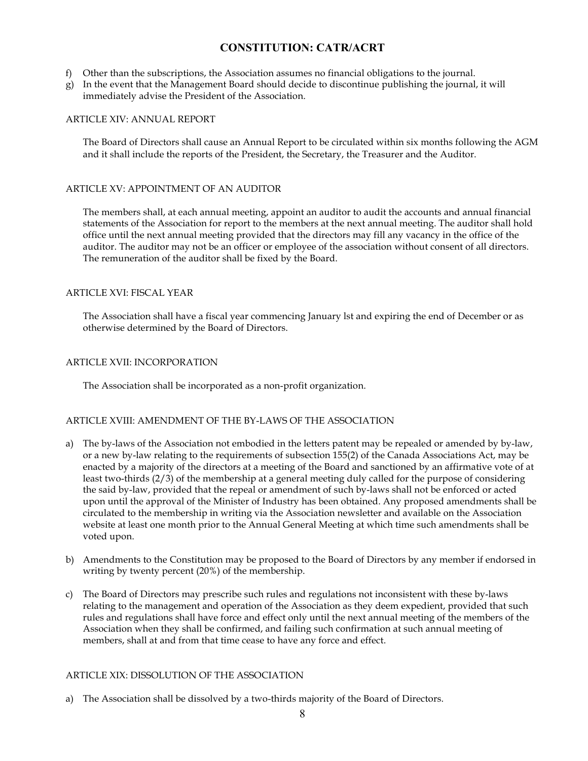f) Other than the subscriptions, the Association assumes no financial obligations to the journal.
g) In the event that the Management Board should decide to discontinue publishing the journal, it will immediately advise the President of the Association.

ARTICLE XIV: ANNUAL REPORT

The Board of Directors shall cause an Annual Report to be circulated within six months following the AGM and it shall include the reports of the President, the Secretary, the Treasurer and the Auditor.

ARTICLE XV: APPOINTMENT OF AN AUDITOR

The members shall, at each annual meeting, appoint an auditor to audit the accounts and annual financial statements of the Association for report to the members at the next annual meeting. The auditor shall hold office until the next annual meeting provided that the directors may fill any vacancy in the office of the auditor. The auditor may not be an officer or employee of the association without consent of all directors. The remuneration of the auditor shall be fixed by the Board.

ARTICLE XVI: FISCAL YEAR

The Association shall have a fiscal year commencing January lst and expiring the end of December or as otherwise determined by the Board of Directors.

ARTICLE XVII: INCORPORATION

The Association shall be incorporated as a non-profit organization.

ARTICLE XVIII: AMENDMENT OF THE BY-LAWS OF THE ASSOCIATION

a) The by-laws of the Association not embodied in the letters patent may be repealed or amended by by-law, or a new by-law relating to the requirements of subsection 155(2) of the Canada Associations Act, may be enacted by a majority of the directors at a meeting of the Board and sanctioned by an affirmative vote of at least two-thirds (2/3) of the membership at a general meeting duly called for the purpose of considering the said by-law, provided that the repeal or amendment of such by-laws shall not be enforced or acted upon until the approval of the Minister of Industry has been obtained. Any proposed amendments shall be circulated to the membership in writing via the Association newsletter and available on the Association website at least one month prior to the Annual General Meeting at which time such amendments shall be voted upon.

b) Amendments to the Constitution may be proposed to the Board of Directors by any member if endorsed in writing by twenty percent (20%) of the membership.

c) The Board of Directors may prescribe such rules and regulations not inconsistent with these by-laws relating to the management and operation of the Association as they deem expedient, provided that such rules and regulations shall have force and effect only until the next annual meeting of the members of the Association when they shall be confirmed, and failing such confirmation at such annual meeting of members, shall at and from that time cease to have any force and effect.

ARTICLE XIX: DISSOLUTION OF THE ASSOCIATION

a) The Association shall be dissolved by a two-thirds majority of the Board of Directors.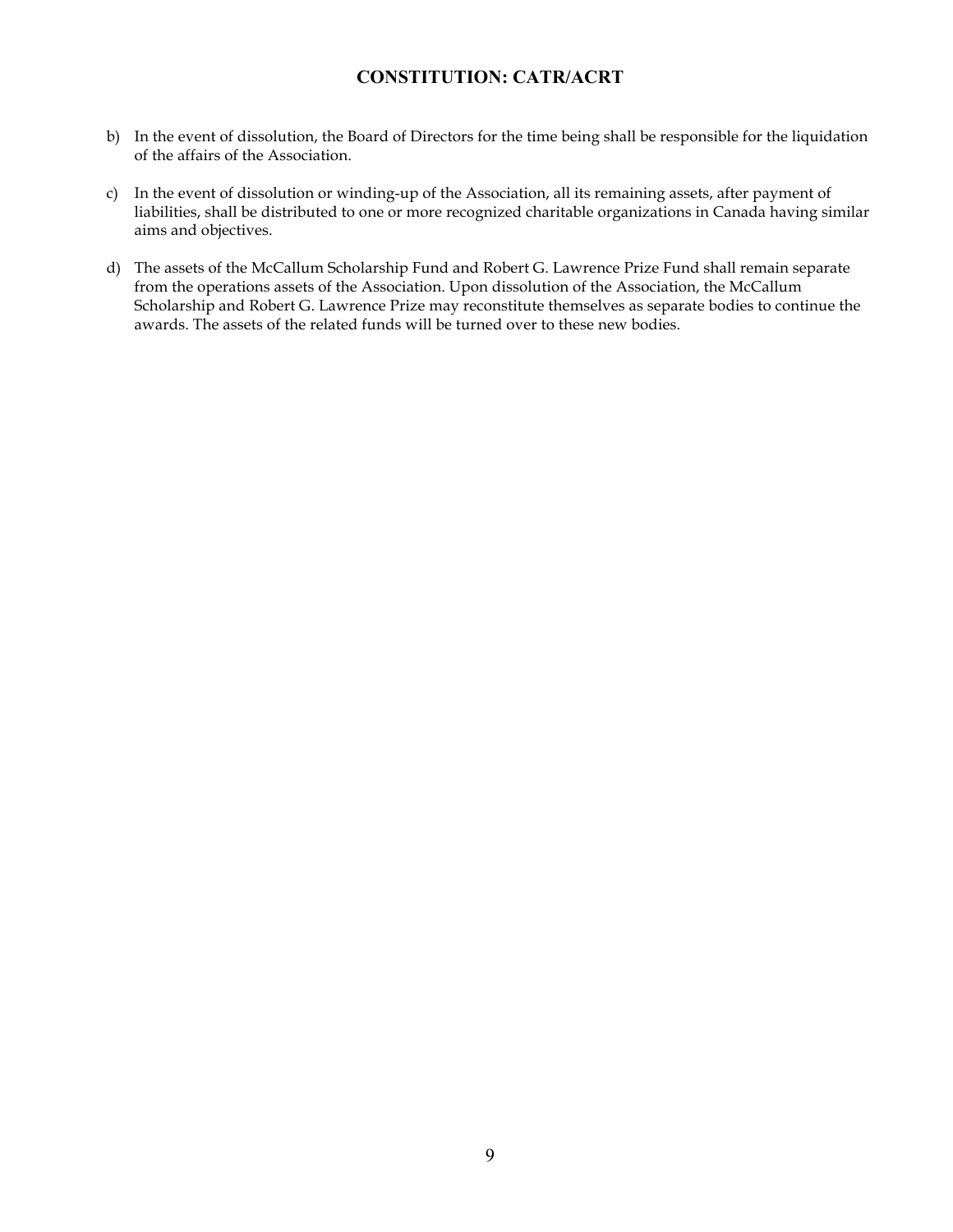b) In the event of dissolution, the Board of Directors for the time being shall be responsible for the liquidation of the affairs of the Association.

c) In the event of dissolution or winding-up of the Association, all its remaining assets, after payment of liabilities, shall be distributed to one or more recognized charitable organizations in Canada having similar aims and objectives.

d) The assets of the McCallum Scholarship Fund and Robert G. Lawrence Prize Fund shall remain separate from the operations assets of the Association. Upon dissolution of the Association, the McCallum Scholarship and Robert G. Lawrence Prize may reconstitute themselves as separate bodies to continue the awards. The assets of the related funds will be turned over to these new bodies.